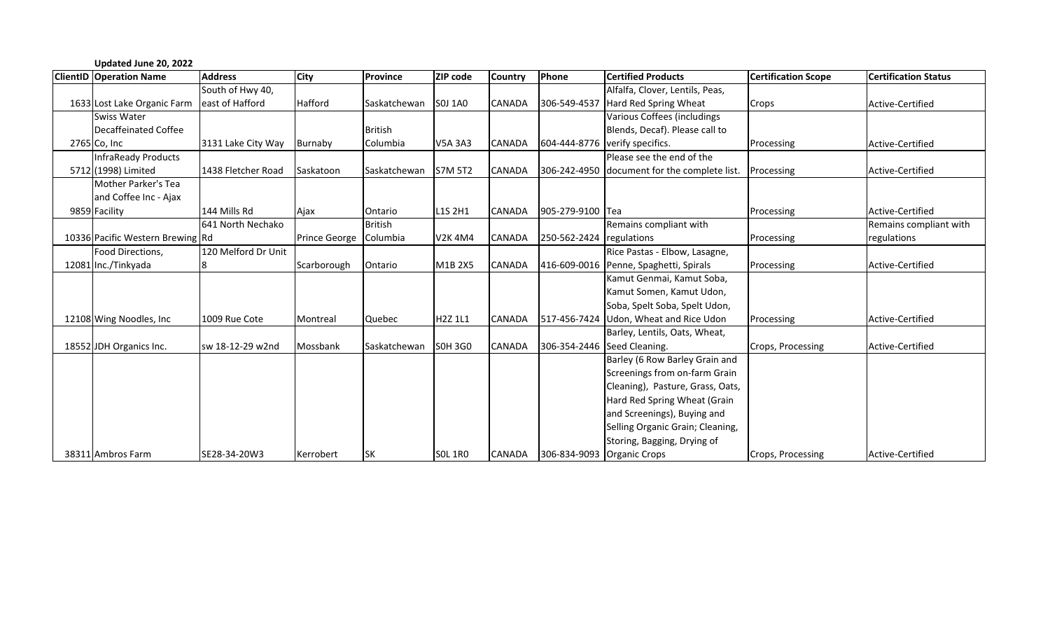**Updated June 20, 2022**

| ClientID | Operation Name | Address | City | Province | ZIP code | Country | Phone | Certified Products | Certification Scope | Certification Status |
|---|---|---|---|---|---|---|---|---|---|---|
| 1633 | Lost Lake Organic Farm | South of Hwy 40, east of Hafford | Hafford | Saskatchewan | S0J 1A0 | CANADA | 306-549-4537 | Alfalfa, Clover, Lentils, Peas, Hard Red Spring Wheat | Crops | Active-Certified |
| 2765 | Swiss Water Decaffeinated Coffee Co, Inc | 3131 Lake City Way | Burnaby | British Columbia | V5A 3A3 | CANADA | 604-444-8776 | Various Coffees (includings Blends, Decaf). Please call to verify specifics. | Processing | Active-Certified |
| 5712 | InfraReady Products (1998) Limited | 1438 Fletcher Road | Saskatoon | Saskatchewan | S7M 5T2 | CANADA | 306-242-4950 | Please see the end of the document for the complete list. | Processing | Active-Certified |
| 9859 | Mother Parker's Tea and Coffee Inc - Ajax Facility | 144 Mills Rd | Ajax | Ontario | L1S 2H1 | CANADA | 905-279-9100 | Tea | Processing | Active-Certified |
| 10336 | Pacific Western Brewing | 641 North Nechako Rd | Prince George | British Columbia | V2K 4M4 | CANADA | 250-562-2424 | Remains compliant with regulations | Processing | Remains compliant with regulations |
| 12081 | Food Directions, Inc./Tinkyada | 120 Melford Dr Unit 8 | Scarborough | Ontario | M1B 2X5 | CANADA | 416-609-0016 | Rice Pastas - Elbow, Lasagne, Penne, Spaghetti, Spirals | Processing | Active-Certified |
| 12108 | Wing Noodles, Inc | 1009 Rue Cote | Montreal | Quebec | H2Z 1L1 | CANADA | 517-456-7424 | Kamut Genmai, Kamut Soba, Kamut Somen, Kamut Udon, Soba, Spelt Soba, Spelt Udon, Udon, Wheat and Rice Udon | Processing | Active-Certified |
| 18552 | JDH Organics Inc. | sw 18-12-29 w2nd | Mossbank | Saskatchewan | S0H 3G0 | CANADA | 306-354-2446 | Barley, Lentils, Oats, Wheat, Seed Cleaning. | Crops, Processing | Active-Certified |
| 38311 | Ambros Farm | SE28-34-20W3 | Kerrobert | SK | S0L 1R0 | CANADA | 306-834-9093 | Barley (6 Row Barley Grain and Screenings from on-farm Grain Cleaning), Pasture, Grass, Oats, Hard Red Spring Wheat (Grain and Screenings), Buying and Selling Organic Grain; Cleaning, Storing, Bagging, Drying of Organic Crops | Crops, Processing | Active-Certified |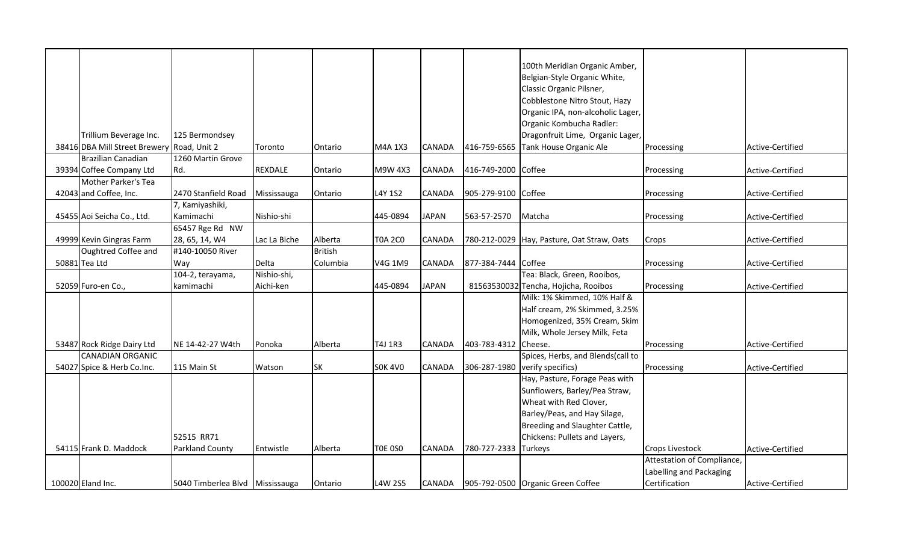| | | | | | | | | | | |
|---|---|---|---|---|---|---|---|---|---|---|
| 38416 | Trillium Beverage Inc. DBA Mill Street Brewery | 125 Bermondsey Road, Unit 2 | Toronto | Ontario | M4A 1X3 | CANADA | 416-759-6565 | 100th Meridian Organic Amber, Belgian-Style Organic White, Classic Organic Pilsner, Cobblestone Nitro Stout, Hazy Organic IPA, non-alcoholic Lager, Organic Kombucha Radler: Dragonfruit Lime, Organic Lager, Tank House Organic Ale | Processing | Active-Certified |
| 39394 | Brazilian Canadian Coffee Company Ltd | 1260 Martin Grove Rd. | REXDALE | Ontario | M9W 4X3 | CANADA | 416-749-2000 | Coffee | Processing | Active-Certified |
| 42043 | Mother Parker's Tea and Coffee, Inc. | 2470 Stanfield Road | Mississauga | Ontario | L4Y 1S2 | CANADA | 905-279-9100 | Coffee | Processing | Active-Certified |
| 45455 | Aoi Seicha Co., Ltd. | 7, Kamiyashiki, Kamimachi | Nishio-shi | | 445-0894 | JAPAN | 563-57-2570 | Matcha | Processing | Active-Certified |
| 49999 | Kevin Gingras Farm | 65457 Rge Rd NW 28, 65, 14, W4 | Lac La Biche | Alberta | T0A 2C0 | CANADA | 780-212-0029 | Hay, Pasture, Oat Straw, Oats | Crops | Active-Certified |
| 50881 | Oughtred Coffee and Tea Ltd | #140-10050 River Way | Delta | British Columbia | V4G 1M9 | CANADA | 877-384-7444 | Coffee | Processing | Active-Certified |
| 52059 | Furo-en Co., | 104-2, terayama, kamimachi | Nishio-shi, Aichi-ken | | 445-0894 | JAPAN | 81563530032 | Tea: Black, Green, Rooibos, Tencha, Hojicha, Rooibos | Processing | Active-Certified |
| 53487 | Rock Ridge Dairy Ltd | NE 14-42-27 W4th | Ponoka | Alberta | T4J 1R3 | CANADA | 403-783-4312 | Milk: 1% Skimmed, 10% Half & Half cream, 2% Skimmed, 3.25% Homogenized, 35% Cream, Skim Milk, Whole Jersey Milk, Feta Cheese. | Processing | Active-Certified |
| 54027 | CANADIAN ORGANIC Spice & Herb Co.Inc. | 115 Main St | Watson | SK | S0K 4V0 | CANADA | 306-287-1980 | Spices, Herbs, and Blends(call to verify specifics) | Processing | Active-Certified |
| 54115 | Frank D. Maddock | 52515 RR71 Parkland County | Entwistle | Alberta | T0E 0S0 | CANADA | 780-727-2333 | Hay, Pasture, Forage Peas with Sunflowers, Barley/Pea Straw, Wheat with Red Clover, Barley/Peas, and Hay Silage, Breeding and Slaughter Cattle, Chickens: Pullets and Layers, Turkeys | Crops Livestock | Active-Certified |
| 100020 | Eland Inc. | 5040 Timberlea Blvd | Mississauga | Ontario | L4W 2S5 | CANADA | 905-792-0500 | Organic Green Coffee | Attestation of Compliance, Labelling and Packaging Certification | Active-Certified |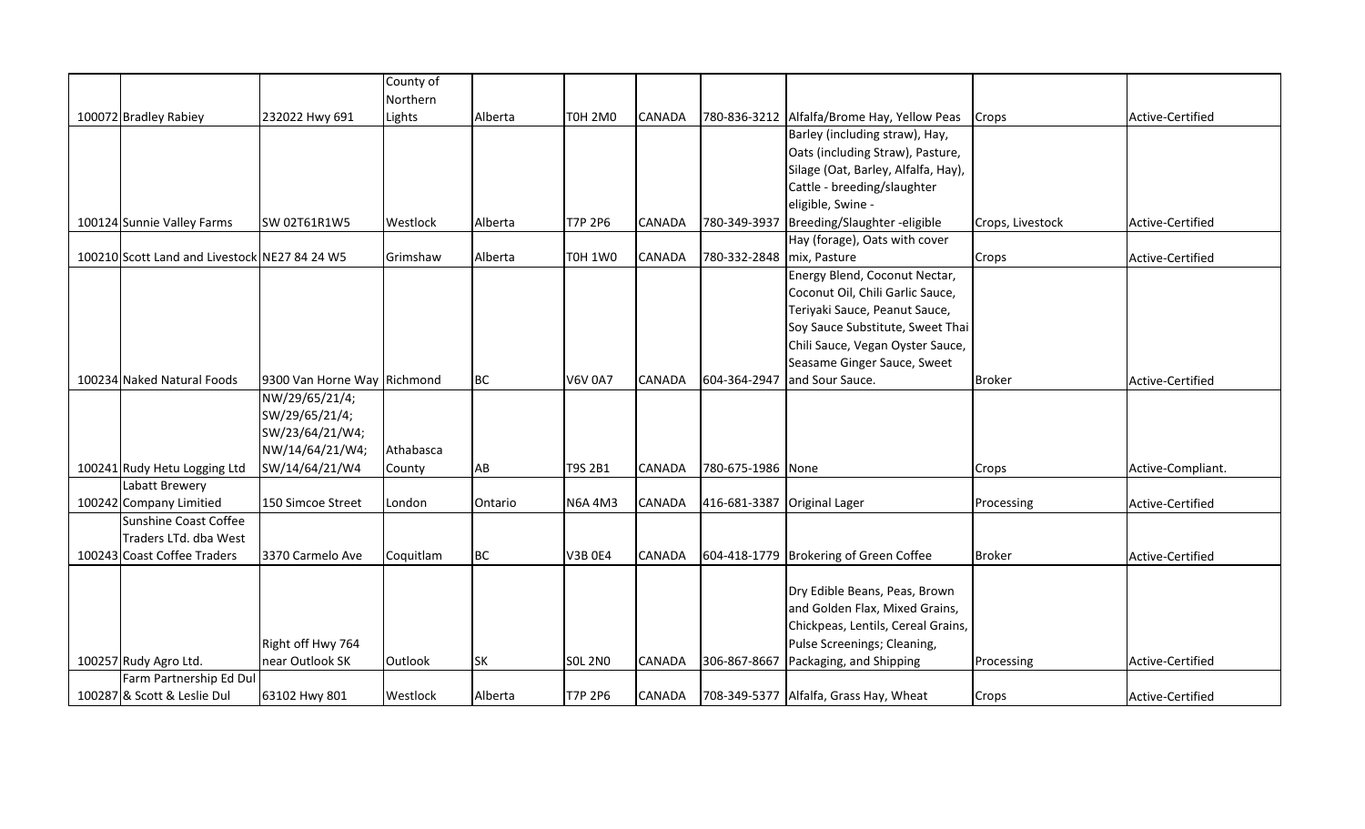| | | | | | | | | | | |
|---|---|---|---|---|---|---|---|---|---|---|
| 100072 | Bradley Rabiey | 232022 Hwy 691 | County of Northern Lights | Alberta | T0H 2M0 | CANADA | 780-836-3212 | Alfalfa/Brome Hay, Yellow Peas | Crops | Active-Certified |
| 100124 | Sunnie Valley Farms | SW 02T61R1W5 | Westlock | Alberta | T7P 2P6 | CANADA | 780-349-3937 | Barley (including straw), Hay, Oats (including Straw), Pasture, Silage (Oat, Barley, Alfalfa, Hay), Cattle - breeding/slaughter eligible, Swine - Breeding/Slaughter -eligible | Crops, Livestock | Active-Certified |
| 100210 | Scott Land and Livestock | NE27 84 24 W5 | Grimshaw | Alberta | T0H 1W0 | CANADA | 780-332-2848 | Hay (forage), Oats with cover mix, Pasture | Crops | Active-Certified |
| 100234 | Naked Natural Foods | 9300 Van Horne Way | Richmond | BC | V6V 0A7 | CANADA | 604-364-2947 | Energy Blend, Coconut Nectar, Coconut Oil, Chili Garlic Sauce, Teriyaki Sauce, Peanut Sauce, Soy Sauce Substitute, Sweet Thai Chili Sauce, Vegan Oyster Sauce, Seasame Ginger Sauce, Sweet and Sour Sauce. | Broker | Active-Certified |
| 100241 | Rudy Hetu Logging Ltd | NW/29/65/21/4; SW/29/65/21/4; SW/23/64/21/W4; NW/14/64/21/W4; SW/14/64/21/W4 | Athabasca County | AB | T9S 2B1 | CANADA | 780-675-1986 | None | Crops | Active-Compliant. |
| 100242 | Labatt Brewery Company Limitied | 150 Simcoe Street | London | Ontario | N6A 4M3 | CANADA | 416-681-3387 | Original Lager | Processing | Active-Certified |
| 100243 | Sunshine Coast Coffee Traders LTd. dba West Coast Coffee Traders | 3370 Carmelo Ave | Coquitlam | BC | V3B 0E4 | CANADA | 604-418-1779 | Brokering of Green Coffee | Broker | Active-Certified |
| 100257 | Rudy Agro Ltd. | Right off Hwy 764 near Outlook SK | Outlook | SK | S0L 2N0 | CANADA | 306-867-8667 | Dry Edible Beans, Peas, Brown and Golden Flax, Mixed Grains, Chickpeas, Lentils, Cereal Grains, Pulse Screenings; Cleaning, Packaging, and Shipping | Processing | Active-Certified |
| 100287 | Farm Partnership Ed Dul & Scott & Leslie Dul | 63102 Hwy 801 | Westlock | Alberta | T7P 2P6 | CANADA | 708-349-5377 | Alfalfa, Grass Hay, Wheat | Crops | Active-Certified |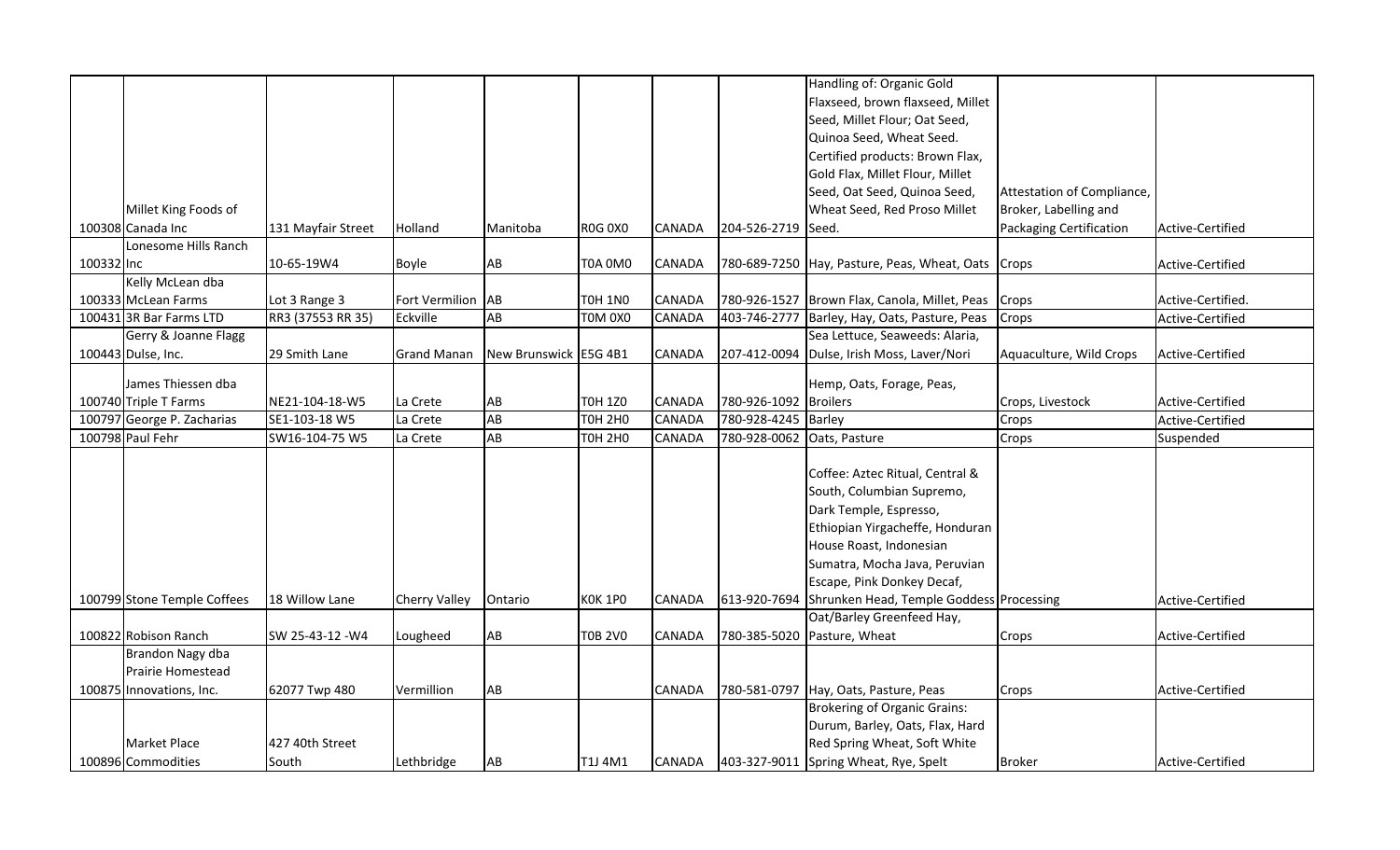| | | | | | | | | | | |
|---|---|---|---|---|---|---|---|---|---|---|
| 100308 | Millet King Foods of Canada Inc | 131 Mayfair Street | Holland | Manitoba | R0G 0X0 | CANADA | 204-526-2719 | Handling of: Organic Gold Flaxseed, brown flaxseed, Millet Seed, Millet Flour; Oat Seed, Quinoa Seed, Wheat Seed. Certified products: Brown Flax, Gold Flax, Millet Flour, Millet Seed, Oat Seed, Quinoa Seed, Wheat Seed, Red Proso Millet Seed. | Attestation of Compliance, Broker, Labelling and Packaging Certification | Active-Certified |
| 100332 | Lonesome Hills Ranch Inc | 10-65-19W4 | Boyle | AB | T0A 0M0 | CANADA | 780-689-7250 | Hay, Pasture, Peas, Wheat, Oats | Crops | Active-Certified |
| 100333 | Kelly McLean dba McLean Farms | Lot 3 Range 3 | Fort Vermilion | AB | T0H 1N0 | CANADA | 780-926-1527 | Brown Flax, Canola, Millet, Peas | Crops | Active-Certified. |
| 100431 | 3R Bar Farms LTD | RR3 (37553 RR 35) | Eckville | AB | T0M 0X0 | CANADA | 403-746-2777 | Barley, Hay, Oats, Pasture, Peas | Crops | Active-Certified |
| 100443 | Gerry & Joanne Flagg Dulse, Inc. | 29 Smith Lane | Grand Manan | New Brunswick | E5G 4B1 | CANADA | 207-412-0094 | Sea Lettuce, Seaweeds: Alaria, Dulse, Irish Moss, Laver/Nori | Aquaculture, Wild Crops | Active-Certified |
| 100740 | James Thiessen dba Triple T Farms | NE21-104-18-W5 | La Crete | AB | T0H 1Z0 | CANADA | 780-926-1092 | Hemp, Oats, Forage, Peas, Broilers | Crops, Livestock | Active-Certified |
| 100797 | George P. Zacharias | SE1-103-18 W5 | La Crete | AB | T0H 2H0 | CANADA | 780-928-4245 | Barley | Crops | Active-Certified |
| 100798 | Paul Fehr | SW16-104-75 W5 | La Crete | AB | T0H 2H0 | CANADA | 780-928-0062 | Oats, Pasture | Crops | Suspended |
| 100799 | Stone Temple Coffees | 18 Willow Lane | Cherry Valley | Ontario | K0K 1P0 | CANADA | 613-920-7694 | Coffee: Aztec Ritual, Central & South, Columbian Supremo, Dark Temple, Espresso, Ethiopian Yirgacheffe, Honduran House Roast, Indonesian Sumatra, Mocha Java, Peruvian Escape, Pink Donkey Decaf, Shrunken Head, Temple Goddess | Processing | Active-Certified |
| 100822 | Robison Ranch | SW 25-43-12 -W4 | Lougheed | AB | T0B 2V0 | CANADA | 780-385-5020 | Oat/Barley Greenfeed Hay, Pasture, Wheat | Crops | Active-Certified |
| 100875 | Brandon Nagy dba Prairie Homestead Innovations, Inc. | 62077 Twp 480 | Vermillion | AB | | CANADA | 780-581-0797 | Hay, Oats, Pasture, Peas | Crops | Active-Certified |
| 100896 | Market Place Commodities | 427 40th Street South | Lethbridge | AB | T1J 4M1 | CANADA | 403-327-9011 | Brokering of Organic Grains: Durum, Barley, Oats, Flax, Hard Red Spring Wheat, Soft White Spring Wheat, Rye, Spelt | Broker | Active-Certified |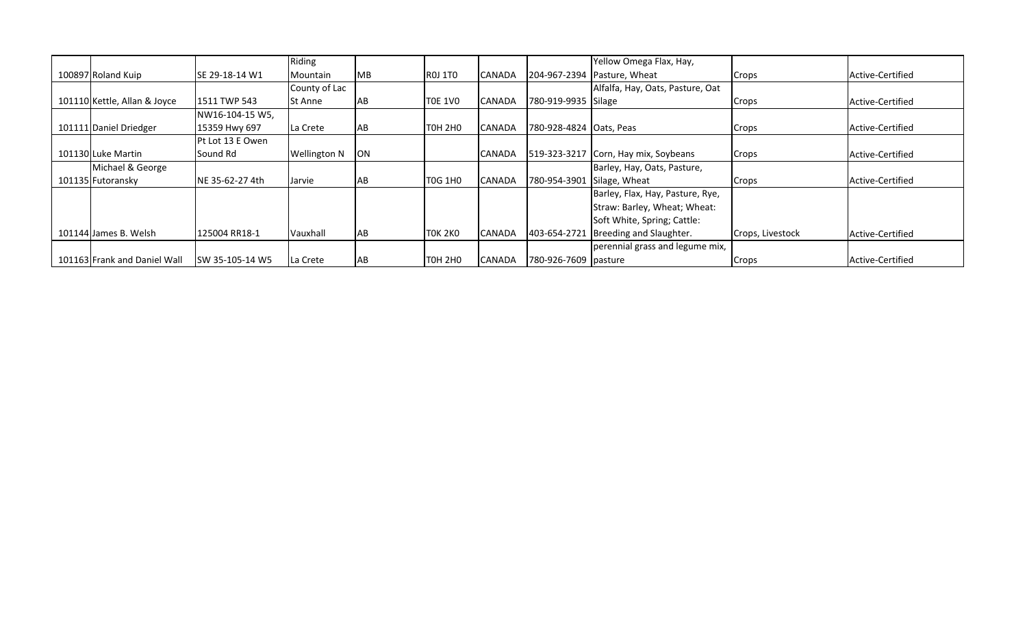| | | | | | | | | | |
|---|---|---|---|---|---|---|---|---|---|
| 100897 | Roland Kuip | SE 29-18-14 W1 | Riding Mountain | MB | R0J 1T0 | CANADA | 204-967-2394 | Yellow Omega Flax, Hay, Pasture, Wheat | Crops | Active-Certified |
| 101110 | Kettle, Allan & Joyce | 1511 TWP 543 | County of Lac St Anne | AB | T0E 1V0 | CANADA | 780-919-9935 | Alfalfa, Hay, Oats, Pasture, Oat Silage | Crops | Active-Certified |
| 101111 | Daniel Driedger | NW16-104-15 W5, 15359 Hwy 697 | La Crete | AB | T0H 2H0 | CANADA | 780-928-4824 | Oats, Peas | Crops | Active-Certified |
| 101130 | Luke Martin | Pt Lot 13 E Owen Sound Rd | Wellington N | ON | | CANADA | 519-323-3217 | Corn, Hay mix, Soybeans | Crops | Active-Certified |
| 101135 | Michael & George Futoransky | NE 35-62-27 4th | Jarvie | AB | T0G 1H0 | CANADA | 780-954-3901 | Barley, Hay, Oats, Pasture, Silage, Wheat | Crops | Active-Certified |
| 101144 | James B. Welsh | 125004 RR18-1 | Vauxhall | AB | T0K 2K0 | CANADA | 403-654-2721 | Barley, Flax, Hay, Pasture, Rye, Straw: Barley, Wheat; Wheat: Soft White, Spring; Cattle: Breeding and Slaughter. | Crops, Livestock | Active-Certified |
| 101163 | Frank and Daniel Wall | SW 35-105-14 W5 | La Crete | AB | T0H 2H0 | CANADA | 780-926-7609 | perennial grass and legume mix, pasture | Crops | Active-Certified |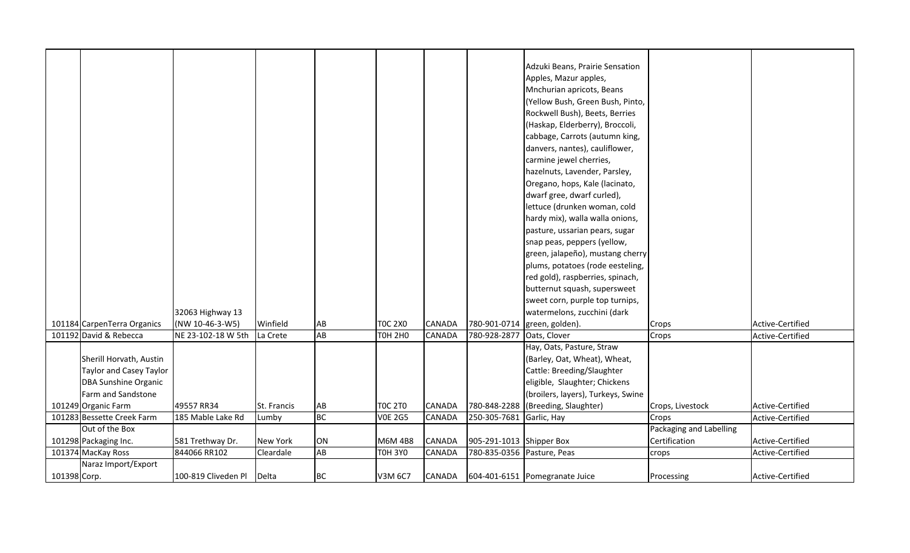| | | | | | | | | | | |
|---|---|---|---|---|---|---|---|---|---|---|
| 101184 | CarpenTerra Organics | 32063 Highway 13 (NW 10-46-3-W5) | Winfield | AB | T0C 2X0 | CANADA | 780-901-0714 | Adzuki Beans, Prairie Sensation Apples, Mazur apples, Mnchurian apricots, Beans (Yellow Bush, Green Bush, Pinto, Rockwell Bush), Beets, Berries (Haskap, Elderberry), Broccoli, cabbage, Carrots (autumn king, danvers, nantes), cauliflower, carmine jewel cherries, hazelnuts, Lavender, Parsley, Oregano, hops, Kale (lacinato, dwarf gree, dwarf curled), lettuce (drunken woman, cold hardy mix), walla walla onions, pasture, ussarian pears, sugar snap peas, peppers (yellow, green, jalapeño), mustang cherry plums, potatoes (rode eesteling, red gold), raspberries, spinach, butternut squash, supersweet sweet corn, purple top turnips, watermelons, zucchini (dark green, golden). | Crops | Active-Certified |
| 101192 | David & Rebecca | NE 23-102-18 W 5th | La Crete | AB | T0H 2H0 | CANADA | 780-928-2877 | Oats, Clover | Crops | Active-Certified |
| 101249 | Sherill Horvath, Austin Taylor and Casey Taylor DBA Sunshine Organic Farm and Sandstone Organic Farm | 49557 RR34 | St. Francis | AB | T0C 2T0 | CANADA | 780-848-2288 | Hay, Oats, Pasture, Straw (Barley, Oat, Wheat), Wheat, Cattle: Breeding/Slaughter eligible, Slaughter; Chickens (broilers, layers), Turkeys, Swine (Breeding, Slaughter) | Crops, Livestock | Active-Certified |
| 101283 | Bessette Creek Farm | 185 Mable Lake Rd | Lumby | BC | V0E 2G5 | CANADA | 250-305-7681 | Garlic, Hay | Crops | Active-Certified |
| 101298 | Out of the Box Packaging Inc. | 581 Trethway Dr. | New York | ON | M6M 4B8 | CANADA | 905-291-1013 | Shipper Box | Packaging and Labelling Certification | Active-Certified |
| 101374 | MacKay Ross | 844066 RR102 | Cleardale | AB | T0H 3Y0 | CANADA | 780-835-0356 | Pasture, Peas | crops | Active-Certified |
| 101398 | Naraz Import/Export Corp. | 100-819 Cliveden Pl | Delta | BC | V3M 6C7 | CANADA | 604-401-6151 | Pomegranate Juice | Processing | Active-Certified |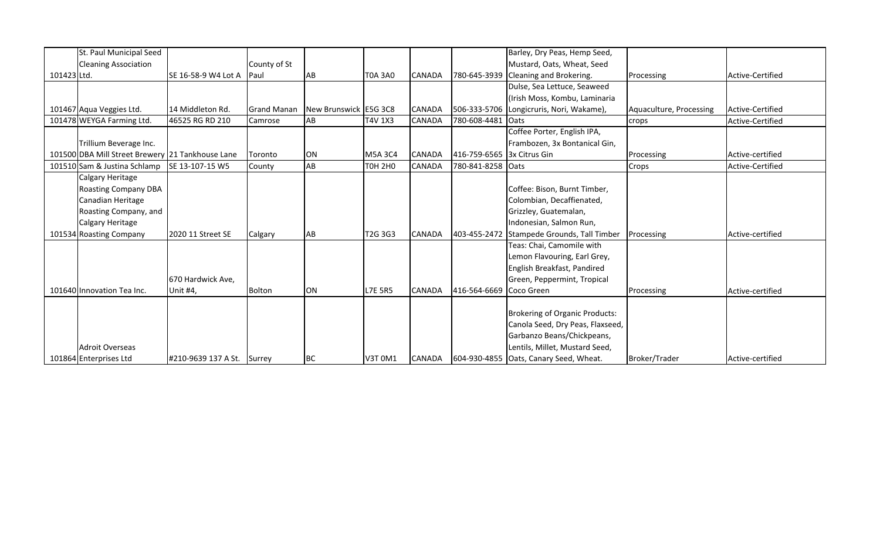| | | | | | | | | | | |
|---|---|---|---|---|---|---|---|---|---|---|
| 101423 | St. Paul Municipal Seed Cleaning Association Ltd. | SE 16-58-9 W4 Lot A | County of St Paul | AB | T0A 3A0 | CANADA | 780-645-3939 | Barley, Dry Peas, Hemp Seed, Mustard, Oats, Wheat, Seed Cleaning and Brokering. | Processing | Active-Certified |
| 101467 | Aqua Veggies Ltd. | 14 Middleton Rd. | Grand Manan | New Brunswick | E5G 3C8 | CANADA | 506-333-5706 | Dulse, Sea Lettuce, Seaweed (Irish Moss, Kombu, Laminaria Longicruris, Nori, Wakame), | Aquaculture, Processing | Active-Certified |
| 101478 | WEYGA Farming Ltd. | 46525 RG RD 210 | Camrose | AB | T4V 1X3 | CANADA | 780-608-4481 | Oats | crops | Active-Certified |
| 101500 | Trillium Beverage Inc. DBA Mill Street Brewery | 21 Tankhouse Lane | Toronto | ON | M5A 3C4 | CANADA | 416-759-6565 | Coffee Porter, English IPA, Frambozen, 3x Bontanical Gin, 3x Citrus Gin | Processing | Active-certified |
| 101510 | Sam & Justina Schlamp | SE 13-107-15 W5 | County | AB | T0H 2H0 | CANADA | 780-841-8258 | Oats | Crops | Active-Certified |
| 101534 | Calgary Heritage Roasting Company DBA Canadian Heritage Roasting Company, and Calgary Heritage Roasting Company | 2020 11 Street SE | Calgary | AB | T2G 3G3 | CANADA | 403-455-2472 | Coffee: Bison, Burnt Timber, Colombian, Decaffienated, Grizzley, Guatemalan, Indonesian, Salmon Run, Stampede Grounds, Tall Timber | Processing | Active-certified |
| 101640 | Innovation Tea Inc. | 670 Hardwick Ave, Unit #4, | Bolton | ON | L7E 5R5 | CANADA | 416-564-6669 | Teas: Chai, Camomile with Lemon Flavouring, Earl Grey, English Breakfast, Pandired Green, Peppermint, Tropical Coco Green | Processing | Active-certified |
| 101864 | Adroit Overseas Enterprises Ltd | #210-9639 137 A St. | Surrey | BC | V3T 0M1 | CANADA | 604-930-4855 | Brokering of Organic Products: Canola Seed, Dry Peas, Flaxseed, Garbanzo Beans/Chickpeans, Lentils, Millet, Mustard Seed, Oats, Canary Seed, Wheat. | Broker/Trader | Active-certified |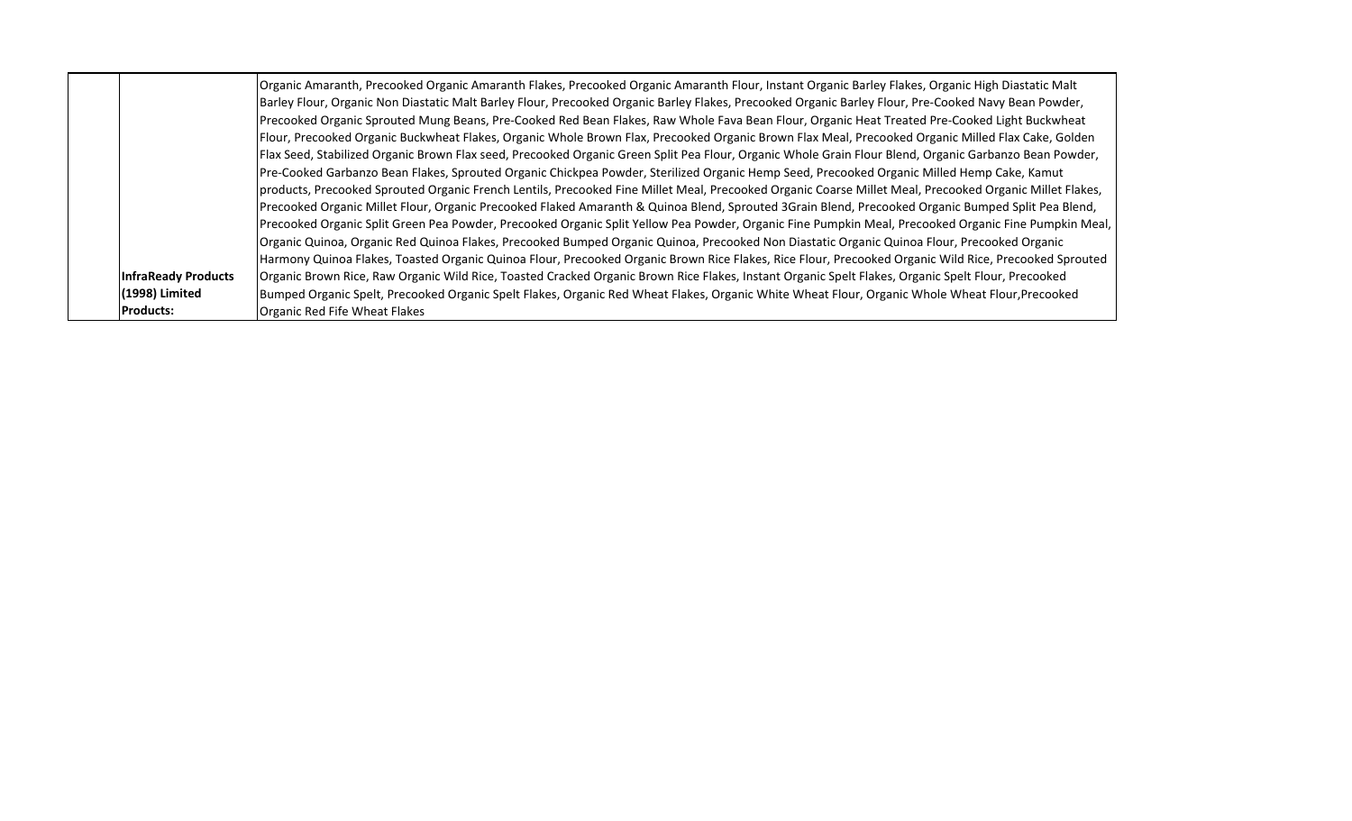| | | |
|---|---|---|
| | **InfraReady Products (1998) Limited Products:** | Organic Amaranth, Precooked Organic Amaranth Flakes, Precooked Organic Amaranth Flour, Instant Organic Barley Flakes, Organic High Diastatic Malt Barley Flour, Organic Non Diastatic Malt Barley Flour, Precooked Organic Barley Flakes, Precooked Organic Barley Flour, Pre-Cooked Navy Bean Powder, Precooked Organic Sprouted Mung Beans, Pre-Cooked Red Bean Flakes, Raw Whole Fava Bean Flour, Organic Heat Treated Pre-Cooked Light Buckwheat Flour, Precooked Organic Buckwheat Flakes, Organic Whole Brown Flax, Precooked Organic Brown Flax Meal, Precooked Organic Milled Flax Cake, Golden Flax Seed, Stabilized Organic Brown Flax seed, Precooked Organic Green Split Pea Flour, Organic Whole Grain Flour Blend, Organic Garbanzo Bean Powder, Pre-Cooked Garbanzo Bean Flakes, Sprouted Organic Chickpea Powder, Sterilized Organic Hemp Seed, Precooked Organic Milled Hemp Cake, Kamut products, Precooked Sprouted Organic French Lentils, Precooked Fine Millet Meal, Precooked Organic Coarse Millet Meal, Precooked Organic Millet Flakes, Precooked Organic Millet Flour, Organic Precooked Flaked Amaranth & Quinoa Blend, Sprouted 3Grain Blend, Precooked Organic Bumped Split Pea Blend, Precooked Organic Split Green Pea Powder, Precooked Organic Split Yellow Pea Powder, Organic Fine Pumpkin Meal, Precooked Organic Fine Pumpkin Meal, Organic Quinoa, Organic Red Quinoa Flakes, Precooked Bumped Organic Quinoa, Precooked Non Diastatic Organic Quinoa Flour, Precooked Organic Harmony Quinoa Flakes, Toasted Organic Quinoa Flour, Precooked Organic Brown Rice Flakes, Rice Flour, Precooked Organic Wild Rice, Precooked Sprouted Organic Brown Rice, Raw Organic Wild Rice, Toasted Cracked Organic Brown Rice Flakes, Instant Organic Spelt Flakes, Organic Spelt Flour, Precooked Bumped Organic Spelt, Precooked Organic Spelt Flakes, Organic Red Wheat Flakes, Organic White Wheat Flour, Organic Whole Wheat Flour,Precooked Organic Red Fife Wheat Flakes |